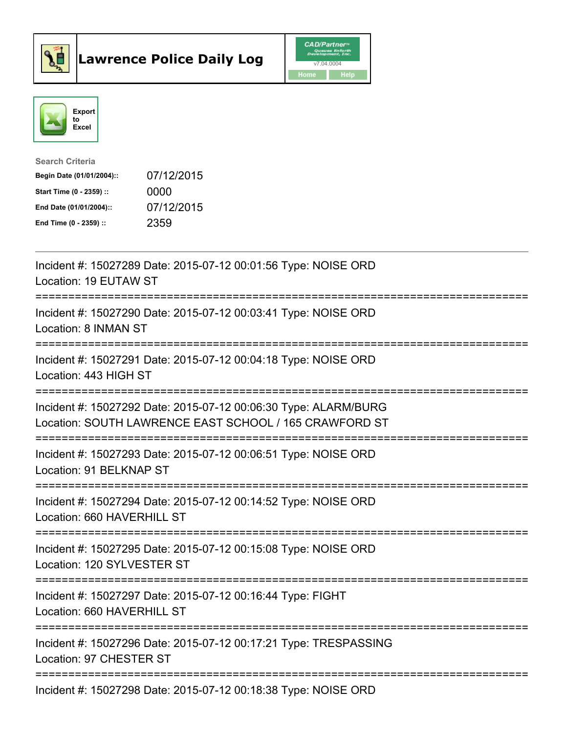# Lawrence Police Daily Log

CAD/Partner
v7.04.0004
Home Help

Export to Excel

**Search Criteria**

| | |
|---|---|
| **Begin Date (01/01/2004)::** | 07/12/2015 |
| **Start Time (0 - 2359) ::** | 0000 |
| **End Date (01/01/2004)::** | 07/12/2015 |
| **End Time (0 - 2359) ::** | 2359 |

---

Incident #: 15027289 Date: 2015-07-12 00:01:56 Type: NOISE ORD
Location: 19 EUTAW ST

===========================================================================

Incident #: 15027290 Date: 2015-07-12 00:03:41 Type: NOISE ORD
Location: 8 INMAN ST

===========================================================================

Incident #: 15027291 Date: 2015-07-12 00:04:18 Type: NOISE ORD
Location: 443 HIGH ST

===========================================================================

Incident #: 15027292 Date: 2015-07-12 00:06:30 Type: ALARM/BURG
Location: SOUTH LAWRENCE EAST SCHOOL / 165 CRAWFORD ST

===========================================================================

Incident #: 15027293 Date: 2015-07-12 00:06:51 Type: NOISE ORD
Location: 91 BELKNAP ST

===========================================================================

Incident #: 15027294 Date: 2015-07-12 00:14:52 Type: NOISE ORD
Location: 660 HAVERHILL ST

===========================================================================

Incident #: 15027295 Date: 2015-07-12 00:15:08 Type: NOISE ORD
Location: 120 SYLVESTER ST

===========================================================================

Incident #: 15027297 Date: 2015-07-12 00:16:44 Type: FIGHT
Location: 660 HAVERHILL ST

===========================================================================

Incident #: 15027296 Date: 2015-07-12 00:17:21 Type: TRESPASSING
Location: 97 CHESTER ST

===========================================================================

Incident #: 15027298 Date: 2015-07-12 00:18:38 Type: NOISE ORD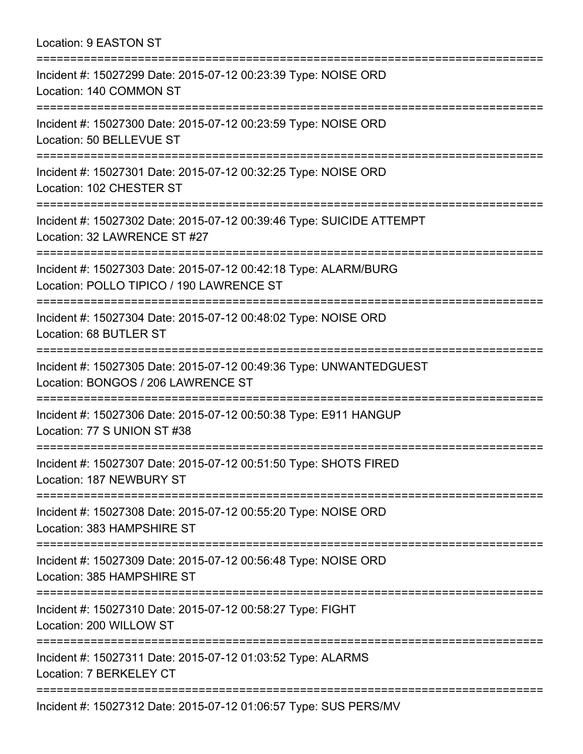Location: 9 EASTON ST

===========================================================================

Incident #: 15027299 Date: 2015-07-12 00:23:39 Type: NOISE ORD
Location: 140 COMMON ST

===========================================================================

Incident #: 15027300 Date: 2015-07-12 00:23:59 Type: NOISE ORD
Location: 50 BELLEVUE ST

===========================================================================

Incident #: 15027301 Date: 2015-07-12 00:32:25 Type: NOISE ORD
Location: 102 CHESTER ST

===========================================================================

Incident #: 15027302 Date: 2015-07-12 00:39:46 Type: SUICIDE ATTEMPT
Location: 32 LAWRENCE ST #27

===========================================================================

Incident #: 15027303 Date: 2015-07-12 00:42:18 Type: ALARM/BURG
Location: POLLO TIPICO / 190 LAWRENCE ST

===========================================================================

Incident #: 15027304 Date: 2015-07-12 00:48:02 Type: NOISE ORD
Location: 68 BUTLER ST

===========================================================================

Incident #: 15027305 Date: 2015-07-12 00:49:36 Type: UNWANTEDGUEST
Location: BONGOS / 206 LAWRENCE ST

===========================================================================

Incident #: 15027306 Date: 2015-07-12 00:50:38 Type: E911 HANGUP
Location: 77 S UNION ST #38

===========================================================================

Incident #: 15027307 Date: 2015-07-12 00:51:50 Type: SHOTS FIRED
Location: 187 NEWBURY ST

===========================================================================

Incident #: 15027308 Date: 2015-07-12 00:55:20 Type: NOISE ORD
Location: 383 HAMPSHIRE ST

===========================================================================

Incident #: 15027309 Date: 2015-07-12 00:56:48 Type: NOISE ORD
Location: 385 HAMPSHIRE ST

===========================================================================

Incident #: 15027310 Date: 2015-07-12 00:58:27 Type: FIGHT
Location: 200 WILLOW ST

===========================================================================

Incident #: 15027311 Date: 2015-07-12 01:03:52 Type: ALARMS
Location: 7 BERKELEY CT

===========================================================================

Incident #: 15027312 Date: 2015-07-12 01:06:57 Type: SUS PERS/MV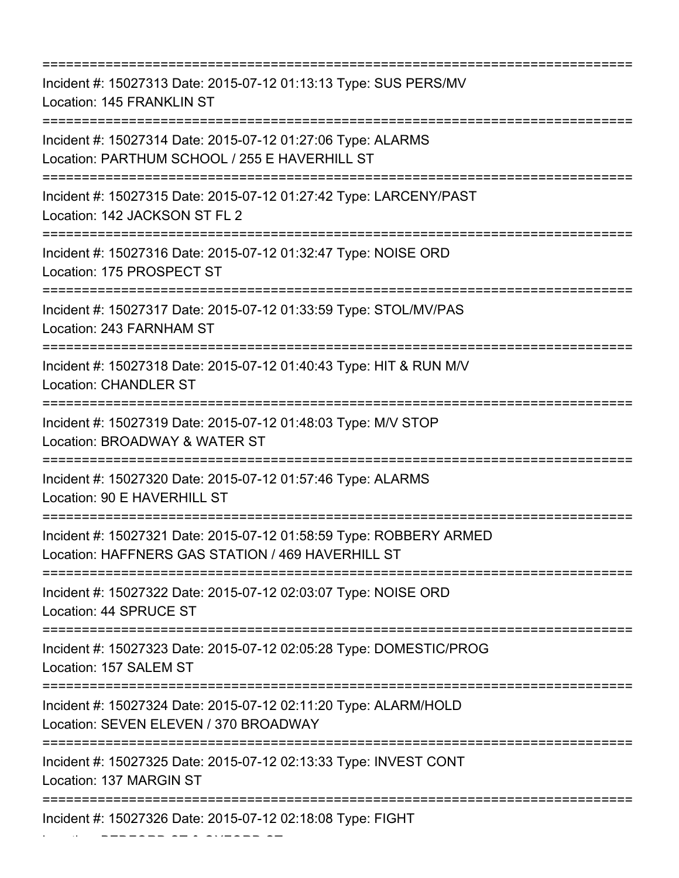===========================================================================
Incident #: 15027313 Date: 2015-07-12 01:13:13 Type: SUS PERS/MV
Location: 145 FRANKLIN ST
===========================================================================
Incident #: 15027314 Date: 2015-07-12 01:27:06 Type: ALARMS
Location: PARTHUM SCHOOL / 255 E HAVERHILL ST
===========================================================================
Incident #: 15027315 Date: 2015-07-12 01:27:42 Type: LARCENY/PAST
Location: 142 JACKSON ST FL 2
===========================================================================
Incident #: 15027316 Date: 2015-07-12 01:32:47 Type: NOISE ORD
Location: 175 PROSPECT ST
===========================================================================
Incident #: 15027317 Date: 2015-07-12 01:33:59 Type: STOL/MV/PAS
Location: 243 FARNHAM ST
===========================================================================
Incident #: 15027318 Date: 2015-07-12 01:40:43 Type: HIT & RUN M/V
Location: CHANDLER ST
===========================================================================
Incident #: 15027319 Date: 2015-07-12 01:48:03 Type: M/V STOP
Location: BROADWAY & WATER ST
===========================================================================
Incident #: 15027320 Date: 2015-07-12 01:57:46 Type: ALARMS
Location: 90 E HAVERHILL ST
===========================================================================
Incident #: 15027321 Date: 2015-07-12 01:58:59 Type: ROBBERY ARMED
Location: HAFFNERS GAS STATION / 469 HAVERHILL ST
===========================================================================
Incident #: 15027322 Date: 2015-07-12 02:03:07 Type: NOISE ORD
Location: 44 SPRUCE ST
===========================================================================
Incident #: 15027323 Date: 2015-07-12 02:05:28 Type: DOMESTIC/PROG
Location: 157 SALEM ST
===========================================================================
Incident #: 15027324 Date: 2015-07-12 02:11:20 Type: ALARM/HOLD
Location: SEVEN ELEVEN / 370 BROADWAY
===========================================================================
Incident #: 15027325 Date: 2015-07-12 02:13:33 Type: INVEST CONT
Location: 137 MARGIN ST
===========================================================================
Incident #: 15027326 Date: 2015-07-12 02:18:08 Type: FIGHT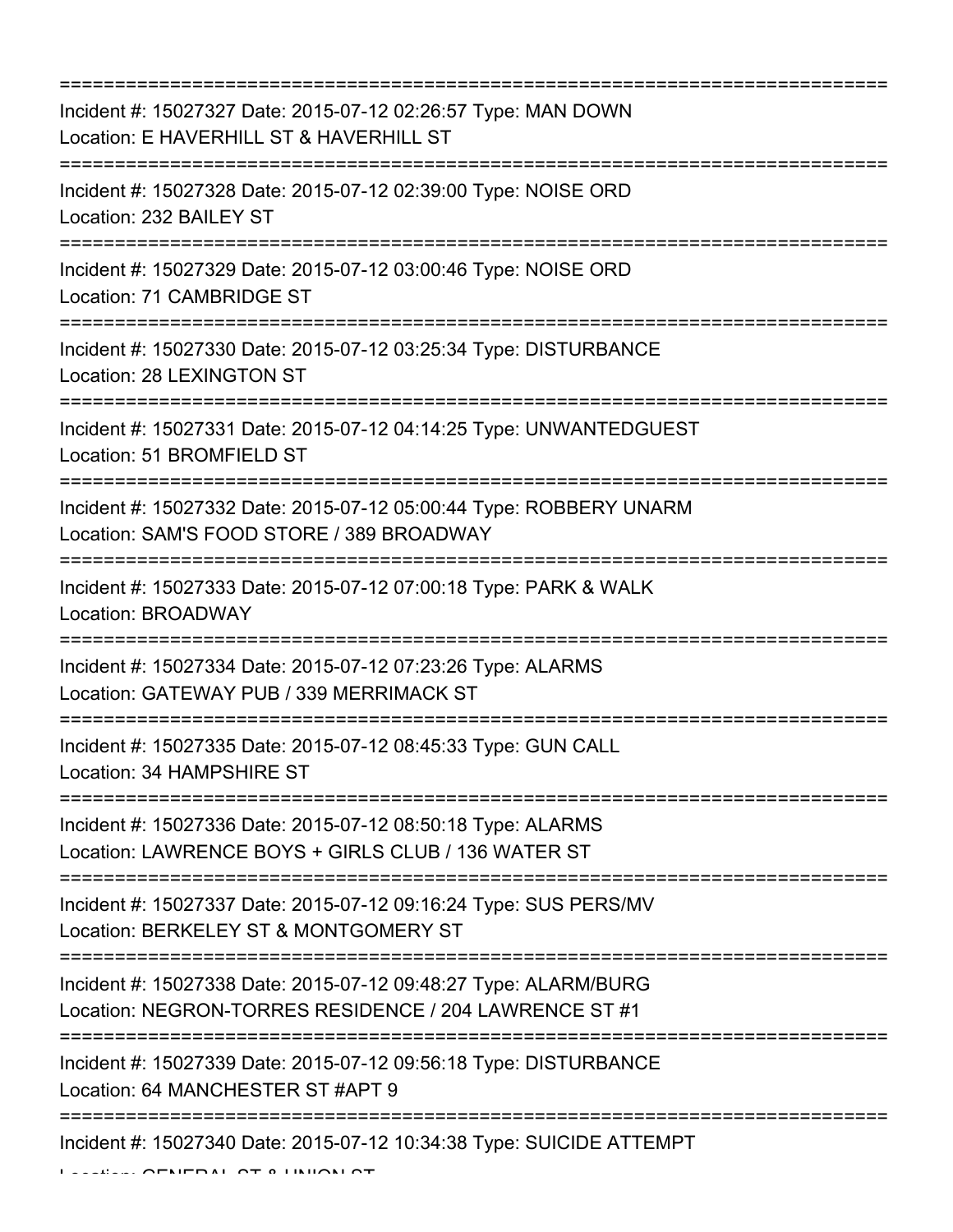===========================================================================
Incident #: 15027327 Date: 2015-07-12 02:26:57 Type: MAN DOWN
Location: E HAVERHILL ST & HAVERHILL ST
===========================================================================
Incident #: 15027328 Date: 2015-07-12 02:39:00 Type: NOISE ORD
Location: 232 BAILEY ST
===========================================================================
Incident #: 15027329 Date: 2015-07-12 03:00:46 Type: NOISE ORD
Location: 71 CAMBRIDGE ST
===========================================================================
Incident #: 15027330 Date: 2015-07-12 03:25:34 Type: DISTURBANCE
Location: 28 LEXINGTON ST
===========================================================================
Incident #: 15027331 Date: 2015-07-12 04:14:25 Type: UNWANTEDGUEST
Location: 51 BROMFIELD ST
===========================================================================
Incident #: 15027332 Date: 2015-07-12 05:00:44 Type: ROBBERY UNARM
Location: SAM'S FOOD STORE / 389 BROADWAY
===========================================================================
Incident #: 15027333 Date: 2015-07-12 07:00:18 Type: PARK & WALK
Location: BROADWAY
===========================================================================
Incident #: 15027334 Date: 2015-07-12 07:23:26 Type: ALARMS
Location: GATEWAY PUB / 339 MERRIMACK ST
===========================================================================
Incident #: 15027335 Date: 2015-07-12 08:45:33 Type: GUN CALL
Location: 34 HAMPSHIRE ST
===========================================================================
Incident #: 15027336 Date: 2015-07-12 08:50:18 Type: ALARMS
Location: LAWRENCE BOYS + GIRLS CLUB / 136 WATER ST
===========================================================================
Incident #: 15027337 Date: 2015-07-12 09:16:24 Type: SUS PERS/MV
Location: BERKELEY ST & MONTGOMERY ST
===========================================================================
Incident #: 15027338 Date: 2015-07-12 09:48:27 Type: ALARM/BURG
Location: NEGRON-TORRES RESIDENCE / 204 LAWRENCE ST #1
===========================================================================
Incident #: 15027339 Date: 2015-07-12 09:56:18 Type: DISTURBANCE
Location: 64 MANCHESTER ST #APT 9
===========================================================================
Incident #: 15027340 Date: 2015-07-12 10:34:38 Type: SUICIDE ATTEMPT
Location: GENERAL ST & UNION ST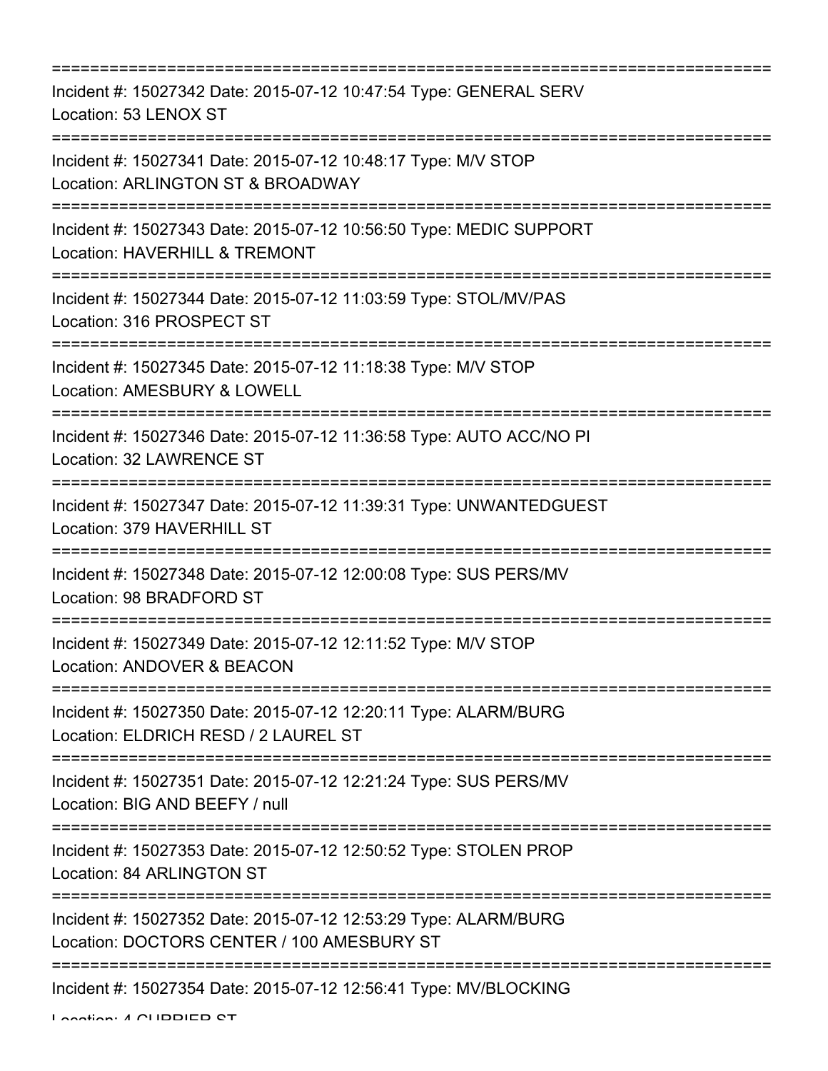===========================================================================

Incident #: 15027342 Date: 2015-07-12 10:47:54 Type: GENERAL SERV
Location: 53 LENOX ST

===========================================================================

Incident #: 15027341 Date: 2015-07-12 10:48:17 Type: M/V STOP
Location: ARLINGTON ST & BROADWAY

===========================================================================

Incident #: 15027343 Date: 2015-07-12 10:56:50 Type: MEDIC SUPPORT
Location: HAVERHILL & TREMONT

===========================================================================

Incident #: 15027344 Date: 2015-07-12 11:03:59 Type: STOL/MV/PAS
Location: 316 PROSPECT ST

===========================================================================

Incident #: 15027345 Date: 2015-07-12 11:18:38 Type: M/V STOP
Location: AMESBURY & LOWELL

===========================================================================

Incident #: 15027346 Date: 2015-07-12 11:36:58 Type: AUTO ACC/NO PI
Location: 32 LAWRENCE ST

===========================================================================

Incident #: 15027347 Date: 2015-07-12 11:39:31 Type: UNWANTEDGUEST
Location: 379 HAVERHILL ST

===========================================================================

Incident #: 15027348 Date: 2015-07-12 12:00:08 Type: SUS PERS/MV
Location: 98 BRADFORD ST

===========================================================================

Incident #: 15027349 Date: 2015-07-12 12:11:52 Type: M/V STOP
Location: ANDOVER & BEACON

===========================================================================

Incident #: 15027350 Date: 2015-07-12 12:20:11 Type: ALARM/BURG
Location: ELDRICH RESD / 2 LAUREL ST

===========================================================================

Incident #: 15027351 Date: 2015-07-12 12:21:24 Type: SUS PERS/MV
Location: BIG AND BEEFY / null

===========================================================================

Incident #: 15027353 Date: 2015-07-12 12:50:52 Type: STOLEN PROP
Location: 84 ARLINGTON ST

===========================================================================

Incident #: 15027352 Date: 2015-07-12 12:53:29 Type: ALARM/BURG
Location: DOCTORS CENTER / 100 AMESBURY ST

===========================================================================

Incident #: 15027354 Date: 2015-07-12 12:56:41 Type: MV/BLOCKING
Location: 4 CURRIER ST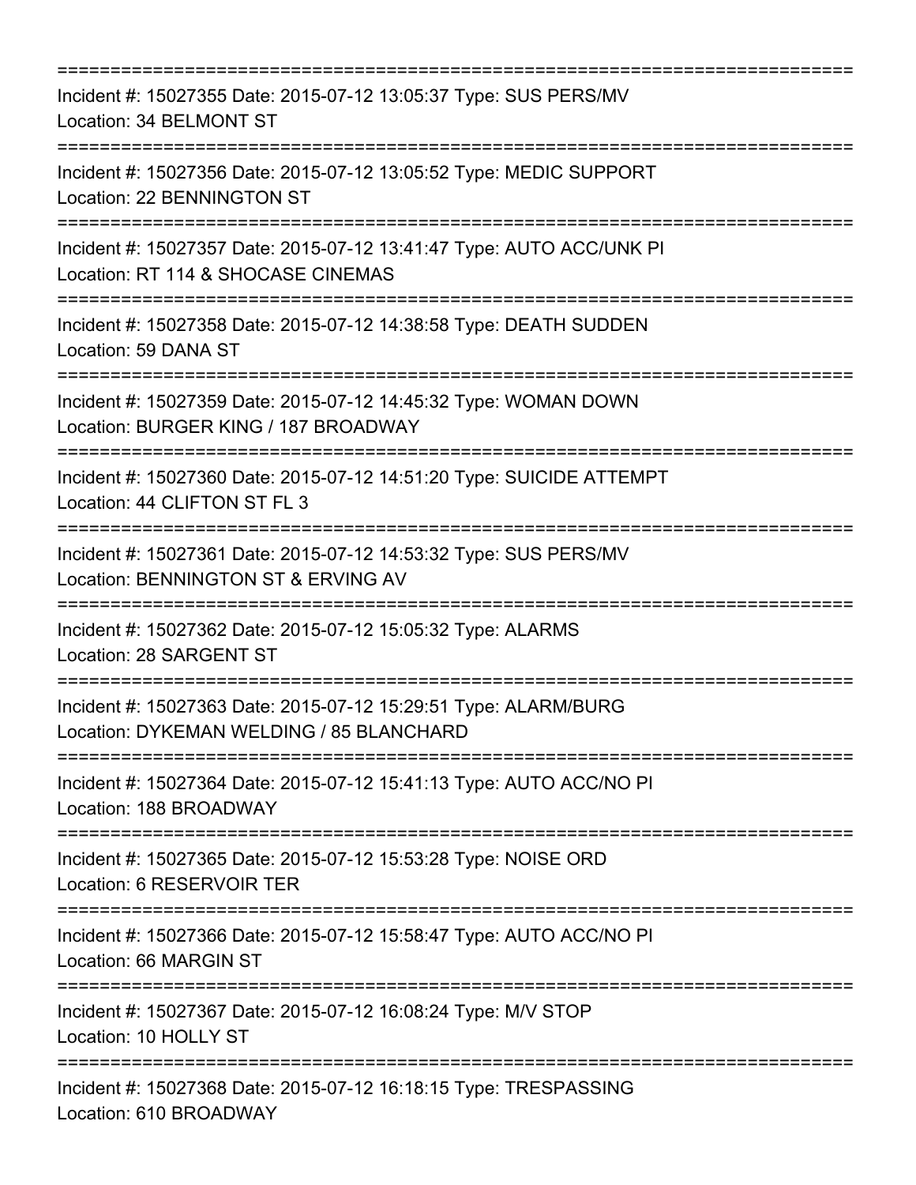===========================================================================
Incident #: 15027355 Date: 2015-07-12 13:05:37 Type: SUS PERS/MV
Location: 34 BELMONT ST
===========================================================================
Incident #: 15027356 Date: 2015-07-12 13:05:52 Type: MEDIC SUPPORT
Location: 22 BENNINGTON ST
===========================================================================
Incident #: 15027357 Date: 2015-07-12 13:41:47 Type: AUTO ACC/UNK PI
Location: RT 114 & SHOCASE CINEMAS
===========================================================================
Incident #: 15027358 Date: 2015-07-12 14:38:58 Type: DEATH SUDDEN
Location: 59 DANA ST
===========================================================================
Incident #: 15027359 Date: 2015-07-12 14:45:32 Type: WOMAN DOWN
Location: BURGER KING / 187 BROADWAY
===========================================================================
Incident #: 15027360 Date: 2015-07-12 14:51:20 Type: SUICIDE ATTEMPT
Location: 44 CLIFTON ST FL 3
===========================================================================
Incident #: 15027361 Date: 2015-07-12 14:53:32 Type: SUS PERS/MV
Location: BENNINGTON ST & ERVING AV
===========================================================================
Incident #: 15027362 Date: 2015-07-12 15:05:32 Type: ALARMS
Location: 28 SARGENT ST
===========================================================================
Incident #: 15027363 Date: 2015-07-12 15:29:51 Type: ALARM/BURG
Location: DYKEMAN WELDING / 85 BLANCHARD
===========================================================================
Incident #: 15027364 Date: 2015-07-12 15:41:13 Type: AUTO ACC/NO PI
Location: 188 BROADWAY
===========================================================================
Incident #: 15027365 Date: 2015-07-12 15:53:28 Type: NOISE ORD
Location: 6 RESERVOIR TER
===========================================================================
Incident #: 15027366 Date: 2015-07-12 15:58:47 Type: AUTO ACC/NO PI
Location: 66 MARGIN ST
===========================================================================
Incident #: 15027367 Date: 2015-07-12 16:08:24 Type: M/V STOP
Location: 10 HOLLY ST
===========================================================================
Incident #: 15027368 Date: 2015-07-12 16:18:15 Type: TRESPASSING
Location: 610 BROADWAY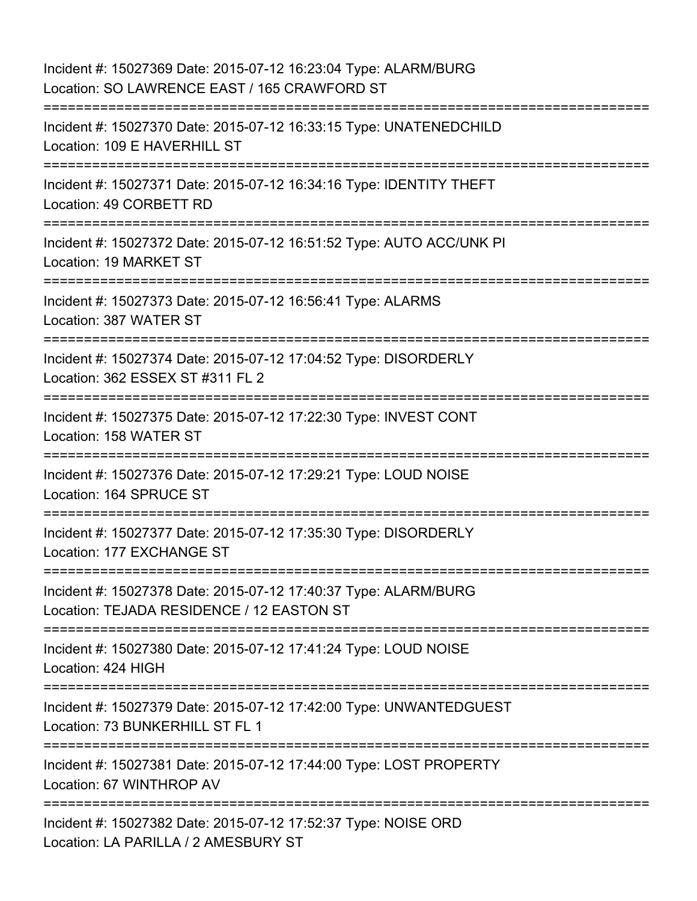Incident #: 15027369 Date: 2015-07-12 16:23:04 Type: ALARM/BURG
Location: SO LAWRENCE EAST / 165 CRAWFORD ST

===========================================================================

Incident #: 15027370 Date: 2015-07-12 16:33:15 Type: UNATENEDCHILD
Location: 109 E HAVERHILL ST

===========================================================================

Incident #: 15027371 Date: 2015-07-12 16:34:16 Type: IDENTITY THEFT
Location: 49 CORBETT RD

===========================================================================

Incident #: 15027372 Date: 2015-07-12 16:51:52 Type: AUTO ACC/UNK PI
Location: 19 MARKET ST

===========================================================================

Incident #: 15027373 Date: 2015-07-12 16:56:41 Type: ALARMS
Location: 387 WATER ST

===========================================================================

Incident #: 15027374 Date: 2015-07-12 17:04:52 Type: DISORDERLY
Location: 362 ESSEX ST #311 FL 2

===========================================================================

Incident #: 15027375 Date: 2015-07-12 17:22:30 Type: INVEST CONT
Location: 158 WATER ST

===========================================================================

Incident #: 15027376 Date: 2015-07-12 17:29:21 Type: LOUD NOISE
Location: 164 SPRUCE ST

===========================================================================

Incident #: 15027377 Date: 2015-07-12 17:35:30 Type: DISORDERLY
Location: 177 EXCHANGE ST

===========================================================================

Incident #: 15027378 Date: 2015-07-12 17:40:37 Type: ALARM/BURG
Location: TEJADA RESIDENCE / 12 EASTON ST

===========================================================================

Incident #: 15027380 Date: 2015-07-12 17:41:24 Type: LOUD NOISE
Location: 424 HIGH

===========================================================================

Incident #: 15027379 Date: 2015-07-12 17:42:00 Type: UNWANTEDGUEST
Location: 73 BUNKERHILL ST FL 1

===========================================================================

Incident #: 15027381 Date: 2015-07-12 17:44:00 Type: LOST PROPERTY
Location: 67 WINTHROP AV

===========================================================================

Incident #: 15027382 Date: 2015-07-12 17:52:37 Type: NOISE ORD
Location: LA PARILLA / 2 AMESBURY ST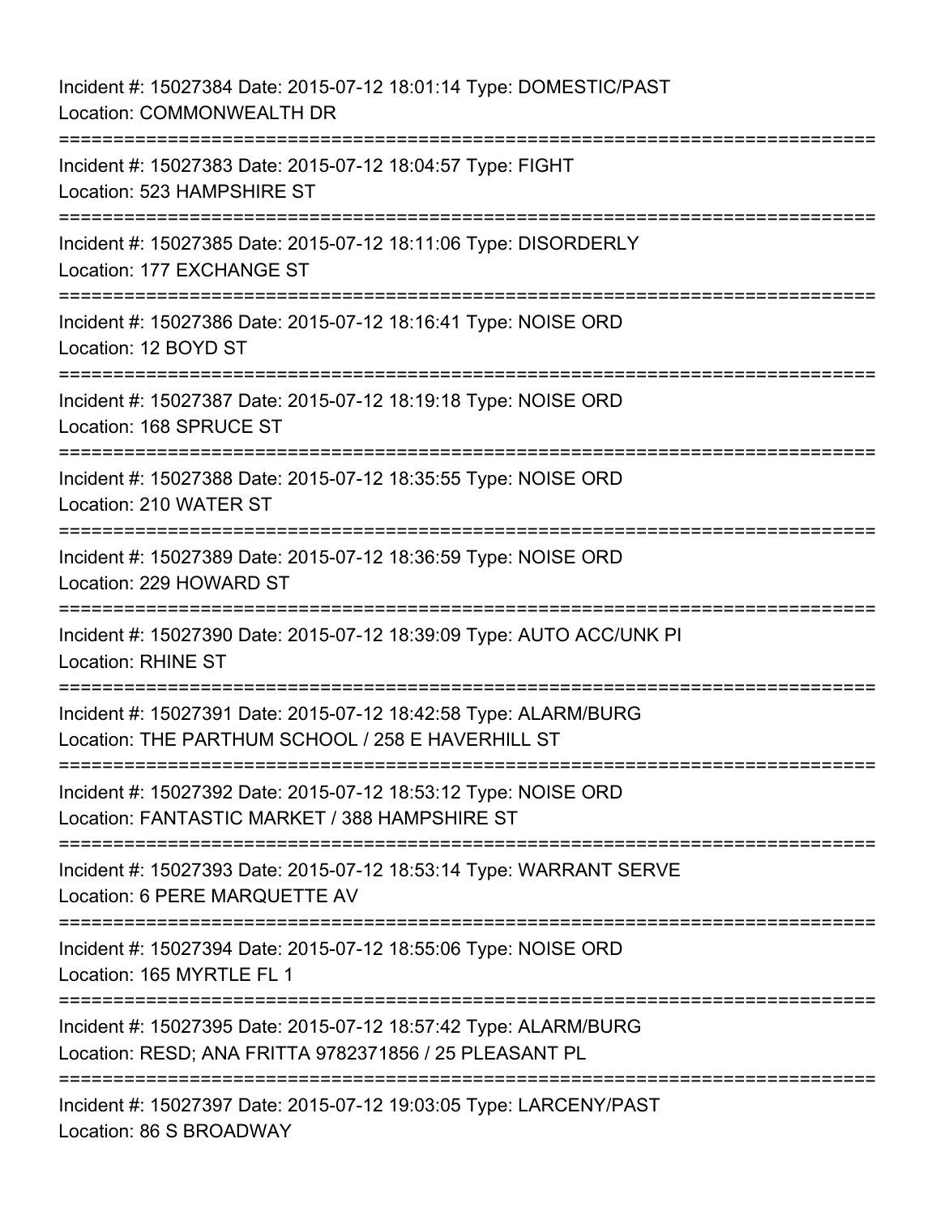Incident #: 15027384 Date: 2015-07-12 18:01:14 Type: DOMESTIC/PAST
Location: COMMONWEALTH DR

===========================================================================

Incident #: 15027383 Date: 2015-07-12 18:04:57 Type: FIGHT
Location: 523 HAMPSHIRE ST

===========================================================================

Incident #: 15027385 Date: 2015-07-12 18:11:06 Type: DISORDERLY
Location: 177 EXCHANGE ST

===========================================================================

Incident #: 15027386 Date: 2015-07-12 18:16:41 Type: NOISE ORD
Location: 12 BOYD ST

===========================================================================

Incident #: 15027387 Date: 2015-07-12 18:19:18 Type: NOISE ORD
Location: 168 SPRUCE ST

===========================================================================

Incident #: 15027388 Date: 2015-07-12 18:35:55 Type: NOISE ORD
Location: 210 WATER ST

===========================================================================

Incident #: 15027389 Date: 2015-07-12 18:36:59 Type: NOISE ORD
Location: 229 HOWARD ST

===========================================================================

Incident #: 15027390 Date: 2015-07-12 18:39:09 Type: AUTO ACC/UNK PI
Location: RHINE ST

===========================================================================

Incident #: 15027391 Date: 2015-07-12 18:42:58 Type: ALARM/BURG
Location: THE PARTHUM SCHOOL / 258 E HAVERHILL ST

===========================================================================

Incident #: 15027392 Date: 2015-07-12 18:53:12 Type: NOISE ORD
Location: FANTASTIC MARKET / 388 HAMPSHIRE ST

===========================================================================

Incident #: 15027393 Date: 2015-07-12 18:53:14 Type: WARRANT SERVE
Location: 6 PERE MARQUETTE AV

===========================================================================

Incident #: 15027394 Date: 2015-07-12 18:55:06 Type: NOISE ORD
Location: 165 MYRTLE FL 1

===========================================================================

Incident #: 15027395 Date: 2015-07-12 18:57:42 Type: ALARM/BURG
Location: RESD; ANA FRITTA 9782371856 / 25 PLEASANT PL

===========================================================================

Incident #: 15027397 Date: 2015-07-12 19:03:05 Type: LARCENY/PAST
Location: 86 S BROADWAY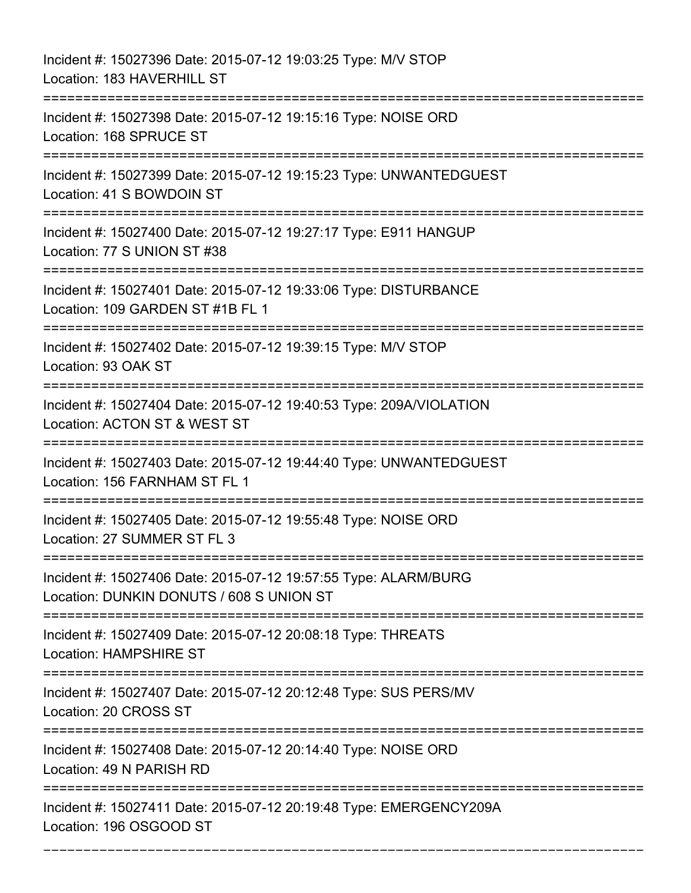Incident #: 15027396 Date: 2015-07-12 19:03:25 Type: M/V STOP
Location: 183 HAVERHILL ST

===========================================================================

Incident #: 15027398 Date: 2015-07-12 19:15:16 Type: NOISE ORD
Location: 168 SPRUCE ST

===========================================================================

Incident #: 15027399 Date: 2015-07-12 19:15:23 Type: UNWANTEDGUEST
Location: 41 S BOWDOIN ST

===========================================================================

Incident #: 15027400 Date: 2015-07-12 19:27:17 Type: E911 HANGUP
Location: 77 S UNION ST #38

===========================================================================

Incident #: 15027401 Date: 2015-07-12 19:33:06 Type: DISTURBANCE
Location: 109 GARDEN ST #1B FL 1

===========================================================================

Incident #: 15027402 Date: 2015-07-12 19:39:15 Type: M/V STOP
Location: 93 OAK ST

===========================================================================

Incident #: 15027404 Date: 2015-07-12 19:40:53 Type: 209A/VIOLATION
Location: ACTON ST & WEST ST

===========================================================================

Incident #: 15027403 Date: 2015-07-12 19:44:40 Type: UNWANTEDGUEST
Location: 156 FARNHAM ST FL 1

===========================================================================

Incident #: 15027405 Date: 2015-07-12 19:55:48 Type: NOISE ORD
Location: 27 SUMMER ST FL 3

===========================================================================

Incident #: 15027406 Date: 2015-07-12 19:57:55 Type: ALARM/BURG
Location: DUNKIN DONUTS / 608 S UNION ST

===========================================================================

Incident #: 15027409 Date: 2015-07-12 20:08:18 Type: THREATS
Location: HAMPSHIRE ST

===========================================================================

Incident #: 15027407 Date: 2015-07-12 20:12:48 Type: SUS PERS/MV
Location: 20 CROSS ST

===========================================================================

Incident #: 15027408 Date: 2015-07-12 20:14:40 Type: NOISE ORD
Location: 49 N PARISH RD

===========================================================================

Incident #: 15027411 Date: 2015-07-12 20:19:48 Type: EMERGENCY209A
Location: 196 OSGOOD ST

---------------------------------------------------------------------------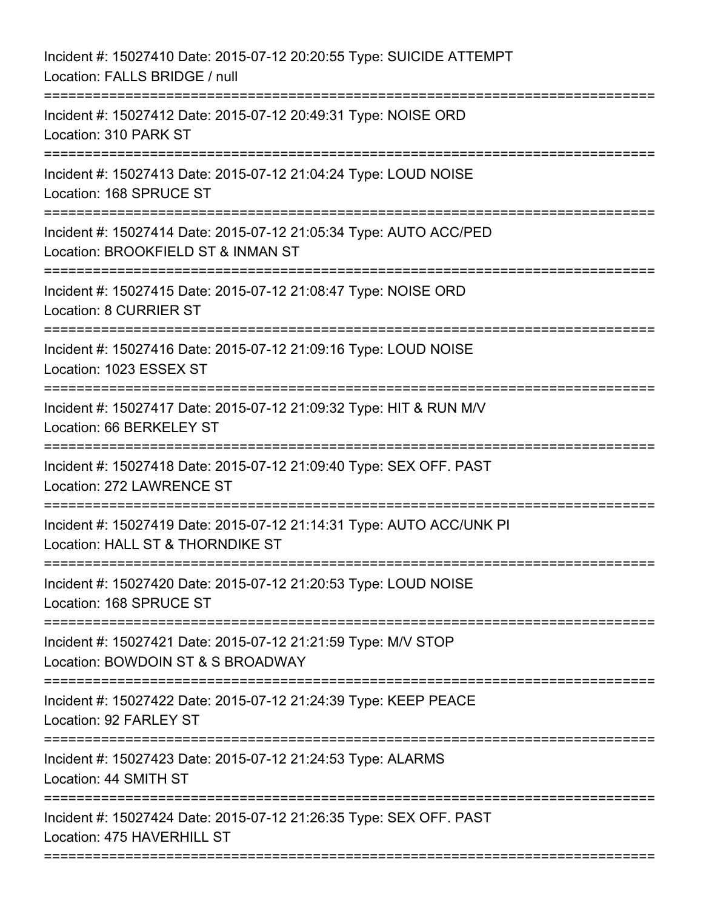Incident #: 15027410 Date: 2015-07-12 20:20:55 Type: SUICIDE ATTEMPT
Location: FALLS BRIDGE / null

===========================================================================

Incident #: 15027412 Date: 2015-07-12 20:49:31 Type: NOISE ORD
Location: 310 PARK ST

===========================================================================

Incident #: 15027413 Date: 2015-07-12 21:04:24 Type: LOUD NOISE
Location: 168 SPRUCE ST

===========================================================================

Incident #: 15027414 Date: 2015-07-12 21:05:34 Type: AUTO ACC/PED
Location: BROOKFIELD ST & INMAN ST

===========================================================================

Incident #: 15027415 Date: 2015-07-12 21:08:47 Type: NOISE ORD
Location: 8 CURRIER ST

===========================================================================

Incident #: 15027416 Date: 2015-07-12 21:09:16 Type: LOUD NOISE
Location: 1023 ESSEX ST

===========================================================================

Incident #: 15027417 Date: 2015-07-12 21:09:32 Type: HIT & RUN M/V
Location: 66 BERKELEY ST

===========================================================================

Incident #: 15027418 Date: 2015-07-12 21:09:40 Type: SEX OFF. PAST
Location: 272 LAWRENCE ST

===========================================================================

Incident #: 15027419 Date: 2015-07-12 21:14:31 Type: AUTO ACC/UNK PI
Location: HALL ST & THORNDIKE ST

===========================================================================

Incident #: 15027420 Date: 2015-07-12 21:20:53 Type: LOUD NOISE
Location: 168 SPRUCE ST

===========================================================================

Incident #: 15027421 Date: 2015-07-12 21:21:59 Type: M/V STOP
Location: BOWDOIN ST & S BROADWAY

===========================================================================

Incident #: 15027422 Date: 2015-07-12 21:24:39 Type: KEEP PEACE
Location: 92 FARLEY ST

===========================================================================

Incident #: 15027423 Date: 2015-07-12 21:24:53 Type: ALARMS
Location: 44 SMITH ST

===========================================================================

Incident #: 15027424 Date: 2015-07-12 21:26:35 Type: SEX OFF. PAST
Location: 475 HAVERHILL ST

===========================================================================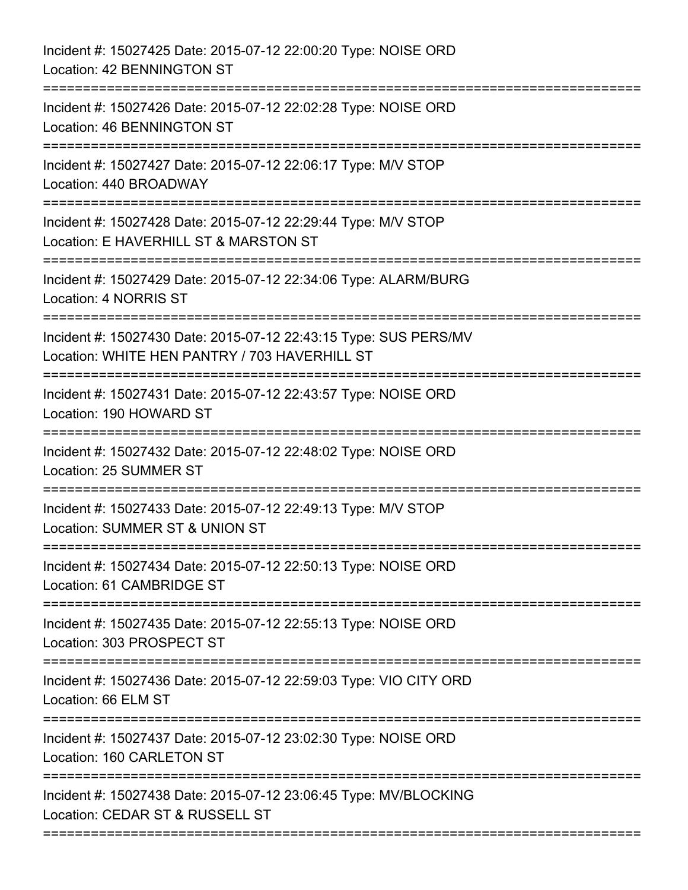Incident #: 15027425 Date: 2015-07-12 22:00:20 Type: NOISE ORD
Location: 42 BENNINGTON ST

===========================================================================

Incident #: 15027426 Date: 2015-07-12 22:02:28 Type: NOISE ORD
Location: 46 BENNINGTON ST

===========================================================================

Incident #: 15027427 Date: 2015-07-12 22:06:17 Type: M/V STOP
Location: 440 BROADWAY

===========================================================================

Incident #: 15027428 Date: 2015-07-12 22:29:44 Type: M/V STOP
Location: E HAVERHILL ST & MARSTON ST

===========================================================================

Incident #: 15027429 Date: 2015-07-12 22:34:06 Type: ALARM/BURG
Location: 4 NORRIS ST

===========================================================================

Incident #: 15027430 Date: 2015-07-12 22:43:15 Type: SUS PERS/MV
Location: WHITE HEN PANTRY / 703 HAVERHILL ST

===========================================================================

Incident #: 15027431 Date: 2015-07-12 22:43:57 Type: NOISE ORD
Location: 190 HOWARD ST

===========================================================================

Incident #: 15027432 Date: 2015-07-12 22:48:02 Type: NOISE ORD
Location: 25 SUMMER ST

===========================================================================

Incident #: 15027433 Date: 2015-07-12 22:49:13 Type: M/V STOP
Location: SUMMER ST & UNION ST

===========================================================================

Incident #: 15027434 Date: 2015-07-12 22:50:13 Type: NOISE ORD
Location: 61 CAMBRIDGE ST

===========================================================================

Incident #: 15027435 Date: 2015-07-12 22:55:13 Type: NOISE ORD
Location: 303 PROSPECT ST

===========================================================================

Incident #: 15027436 Date: 2015-07-12 22:59:03 Type: VIO CITY ORD
Location: 66 ELM ST

===========================================================================

Incident #: 15027437 Date: 2015-07-12 23:02:30 Type: NOISE ORD
Location: 160 CARLETON ST

===========================================================================

Incident #: 15027438 Date: 2015-07-12 23:06:45 Type: MV/BLOCKING
Location: CEDAR ST & RUSSELL ST

===========================================================================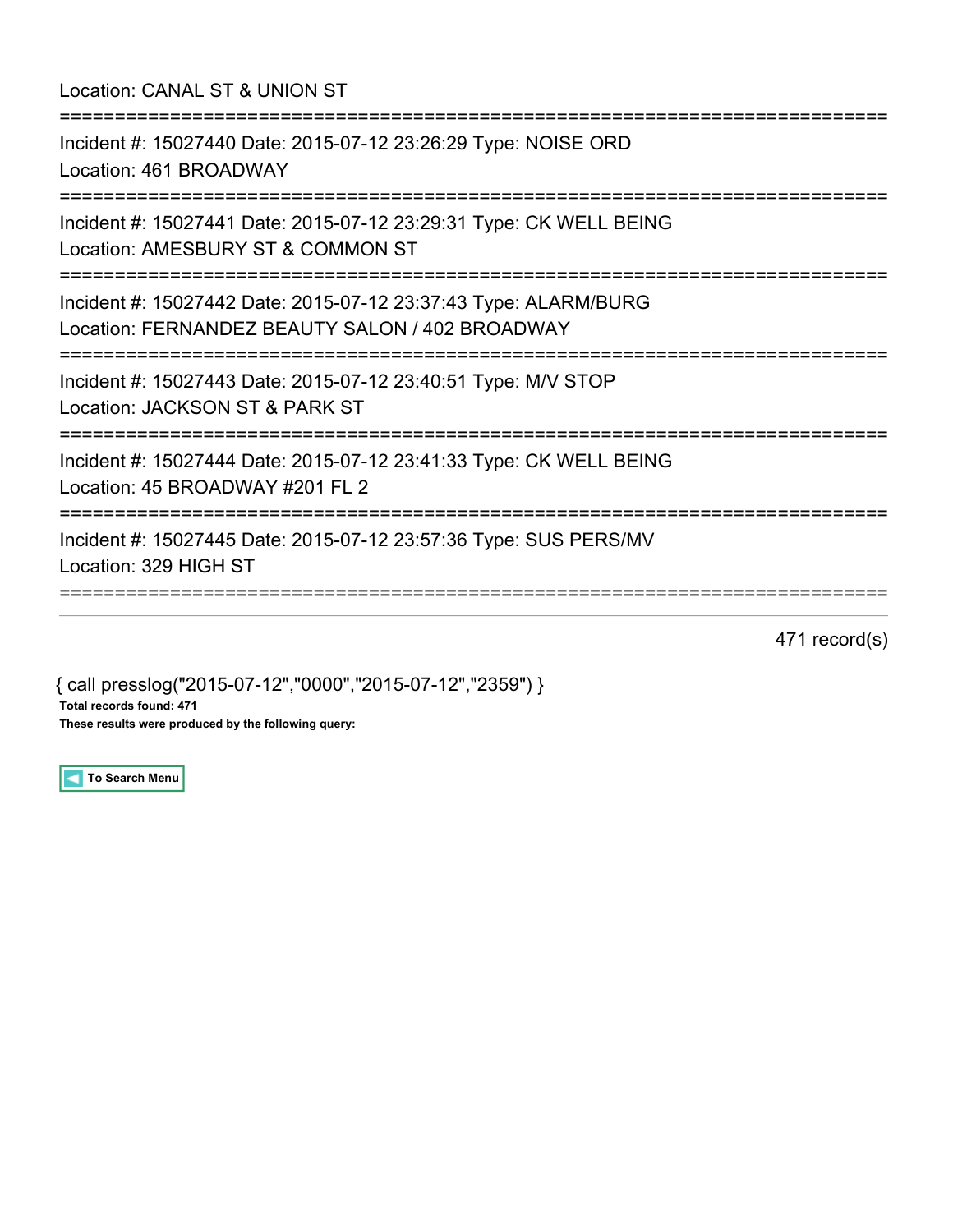Location: CANAL ST & UNION ST

===========================================================================

Incident #: 15027440 Date: 2015-07-12 23:26:29 Type: NOISE ORD
Location: 461 BROADWAY

===========================================================================

Incident #: 15027441 Date: 2015-07-12 23:29:31 Type: CK WELL BEING
Location: AMESBURY ST & COMMON ST

===========================================================================

Incident #: 15027442 Date: 2015-07-12 23:37:43 Type: ALARM/BURG
Location: FERNANDEZ BEAUTY SALON / 402 BROADWAY

===========================================================================

Incident #: 15027443 Date: 2015-07-12 23:40:51 Type: M/V STOP
Location: JACKSON ST & PARK ST

===========================================================================

Incident #: 15027444 Date: 2015-07-12 23:41:33 Type: CK WELL BEING
Location: 45 BROADWAY #201 FL 2

===========================================================================

Incident #: 15027445 Date: 2015-07-12 23:57:36 Type: SUS PERS/MV
Location: 329 HIGH ST

===========================================================================

471 record(s)

{ call presslog("2015-07-12","0000","2015-07-12","2359") }

**Total records found: 471**

**These results were produced by the following query:**

To Search Menu